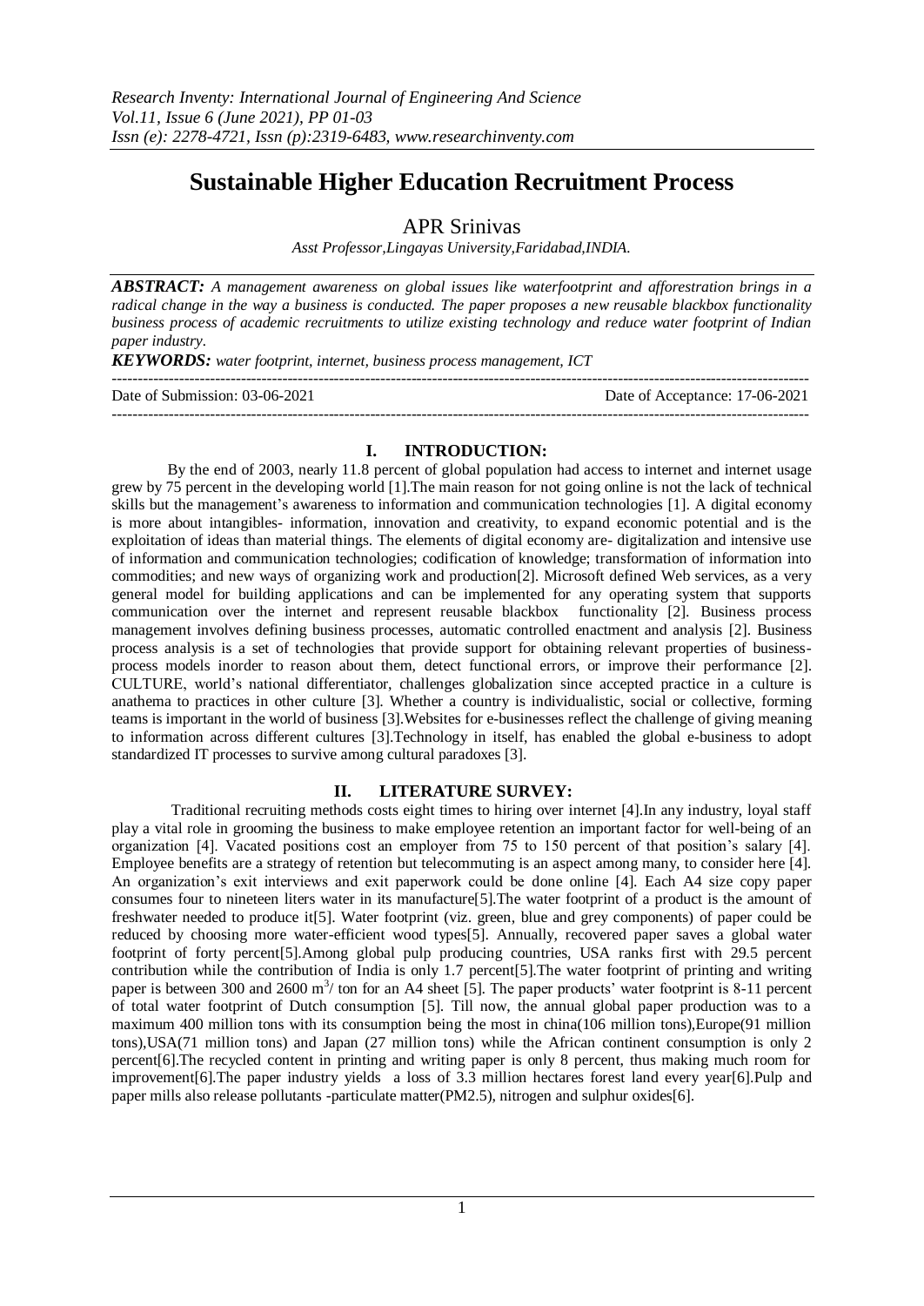# Sustainable Higher Education Recruitment Process

APR Srinivas

*Asst Professor,Lingayas University,Faridabad,INDIA.*

***ABSTRACT:*** *A management awareness on global issues like waterfootprint and afforestration brings in a radical change in the way a business is conducted. The paper proposes a new reusable blackbox functionality business process of academic recruitments to utilize existing technology and reduce water footprint of Indian paper industry.*

***KEYWORDS:*** *water footprint, internet, business process management, ICT*

---

Date of Submission: 03-06-2021 Date of Acceptance: 17-06-2021

---

## I. INTRODUCTION:

By the end of 2003, nearly 11.8 percent of global population had access to internet and internet usage grew by 75 percent in the developing world [1].The main reason for not going online is not the lack of technical skills but the management's awareness to information and communication technologies [1]. A digital economy is more about intangibles- information, innovation and creativity, to expand economic potential and is the exploitation of ideas than material things. The elements of digital economy are- digitalization and intensive use of information and communication technologies; codification of knowledge; transformation of information into commodities; and new ways of organizing work and production[2]. Microsoft defined Web services, as a very general model for building applications and can be implemented for any operating system that supports communication over the internet and represent reusable blackbox functionality [2]. Business process management involves defining business processes, automatic controlled enactment and analysis [2]. Business process analysis is a set of technologies that provide support for obtaining relevant properties of business-process models inorder to reason about them, detect functional errors, or improve their performance [2]. CULTURE, world's national differentiator, challenges globalization since accepted practice in a culture is anathema to practices in other culture [3]. Whether a country is individualistic, social or collective, forming teams is important in the world of business [3].Websites for e-businesses reflect the challenge of giving meaning to information across different cultures [3].Technology in itself, has enabled the global e-business to adopt standardized IT processes to survive among cultural paradoxes [3].

## II. LITERATURE SURVEY:

Traditional recruiting methods costs eight times to hiring over internet [4].In any industry, loyal staff play a vital role in grooming the business to make employee retention an important factor for well-being of an organization [4]. Vacated positions cost an employer from 75 to 150 percent of that position's salary [4]. Employee benefits are a strategy of retention but telecommuting is an aspect among many, to consider here [4]. An organization's exit interviews and exit paperwork could be done online [4]. Each A4 size copy paper consumes four to nineteen liters water in its manufacture[5].The water footprint of a product is the amount of freshwater needed to produce it[5]. Water footprint (viz. green, blue and grey components) of paper could be reduced by choosing more water-efficient wood types[5]. Annually, recovered paper saves a global water footprint of forty percent[5].Among global pulp producing countries, USA ranks first with 29.5 percent contribution while the contribution of India is only 1.7 percent[5].The water footprint of printing and writing paper is between 300 and 2600 $m^3$/ ton for an A4 sheet [5]. The paper products' water footprint is 8-11 percent of total water footprint of Dutch consumption [5]. Till now, the annual global paper production was to a maximum 400 million tons with its consumption being the most in china(106 million tons),Europe(91 million tons),USA(71 million tons) and Japan (27 million tons) while the African continent consumption is only 2 percent[6].The recycled content in printing and writing paper is only 8 percent, thus making much room for improvement[6].The paper industry yields a loss of 3.3 million hectares forest land every year[6].Pulp and paper mills also release pollutants -particulate matter(PM2.5), nitrogen and sulphur oxides[6].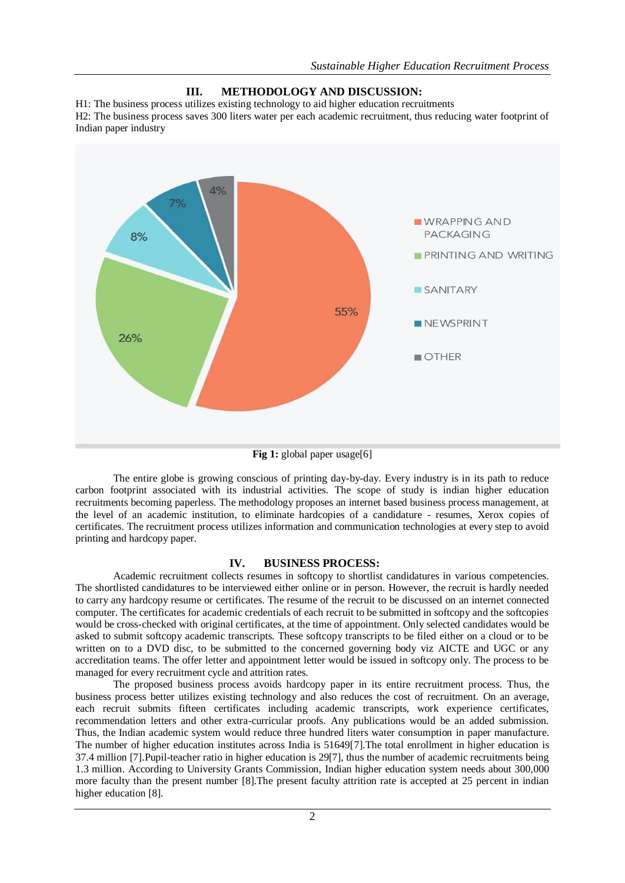## III. METHODOLOGY AND DISCUSSION:

H1: The business process utilizes existing technology to aid higher education recruitments

H2: The business process saves 300 liters water per each academic recruitment, thus reducing water footprint of Indian paper industry

**Fig 1:** global paper usage[6]

The entire globe is growing conscious of printing day-by-day. Every industry is in its path to reduce carbon footprint associated with its industrial activities. The scope of study is indian higher education recruitments becoming paperless. The methodology proposes an internet based business process management, at the level of an academic institution, to eliminate hardcopies of a candidature - resumes, Xerox copies of certificates. The recruitment process utilizes information and communication technologies at every step to avoid printing and hardcopy paper.

## IV. BUSINESS PROCESS:

Academic recruitment collects resumes in softcopy to shortlist candidatures in various competencies. The shortlisted candidatures to be interviewed either online or in person. However, the recruit is hardly needed to carry any hardcopy resume or certificates. The resume of the recruit to be discussed on an internet connected computer. The certificates for academic credentials of each recruit to be submitted in softcopy and the softcopies would be cross-checked with original certificates, at the time of appointment. Only selected candidates would be asked to submit softcopy academic transcripts. These softcopy transcripts to be filed either on a cloud or to be written on to a DVD disc, to be submitted to the concerned governing body viz AICTE and UGC or any accreditation teams. The offer letter and appointment letter would be issued in softcopy only. The process to be managed for every recruitment cycle and attrition rates.

The proposed business process avoids hardcopy paper in its entire recruitment process. Thus, the business process better utilizes existing technology and also reduces the cost of recruitment. On an average, each recruit submits fifteen certificates including academic transcripts, work experience certificates, recommendation letters and other extra-curricular proofs. Any publications would be an added submission. Thus, the Indian academic system would reduce three hundred liters water consumption in paper manufacture. The number of higher education institutes across India is 51649[7].The total enrollment in higher education is 37.4 million [7].Pupil-teacher ratio in higher education is 29[7], thus the number of academic recruitments being 1.3 million. According to University Grants Commission, Indian higher education system needs about 300,000 more faculty than the present number [8].The present faculty attrition rate is accepted at 25 percent in indian higher education [8].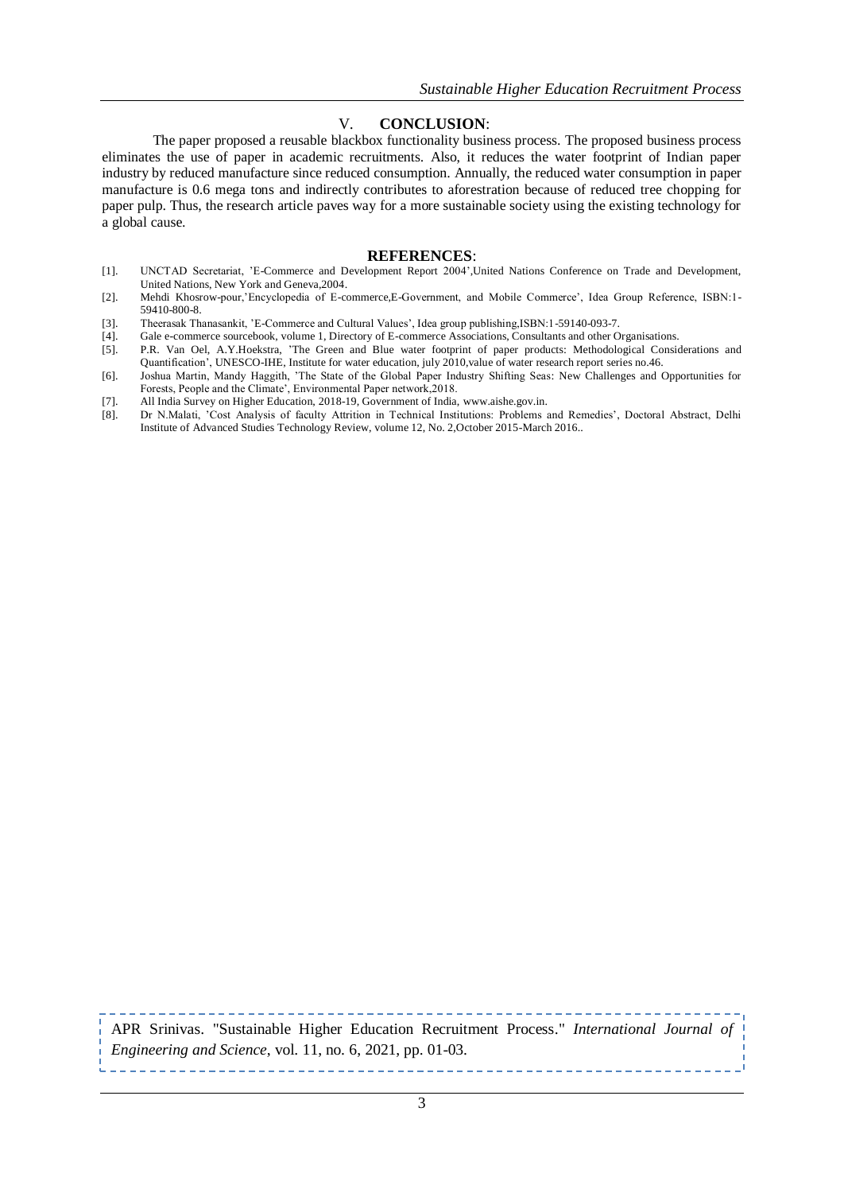## V. CONCLUSION:

The paper proposed a reusable blackbox functionality business process. The proposed business process eliminates the use of paper in academic recruitments. Also, it reduces the water footprint of Indian paper industry by reduced manufacture since reduced consumption. Annually, the reduced water consumption in paper manufacture is 0.6 mega tons and indirectly contributes to aforestration because of reduced tree chopping for paper pulp. Thus, the research article paves way for a more sustainable society using the existing technology for a global cause.

## REFERENCES:

[1]. UNCTAD Secretariat, 'E-Commerce and Development Report 2004',United Nations Conference on Trade and Development, United Nations, New York and Geneva,2004.

[2]. Mehdi Khosrow-pour,'Encyclopedia of E-commerce,E-Government, and Mobile Commerce', Idea Group Reference, ISBN:1-59410-800-8.

[3]. Theerasak Thanasankit, 'E-Commerce and Cultural Values', Idea group publishing,ISBN:1-59140-093-7.

[4]. Gale e-commerce sourcebook, volume 1, Directory of E-commerce Associations, Consultants and other Organisations.

[5]. P.R. Van Oel, A.Y.Hoekstra, 'The Green and Blue water footprint of paper products: Methodological Considerations and Quantification', UNESCO-IHE, Institute for water education, july 2010,value of water research report series no.46.

[6]. Joshua Martin, Mandy Haggith, 'The State of the Global Paper Industry Shifting Seas: New Challenges and Opportunities for Forests, People and the Climate', Environmental Paper network,2018.

[7]. All India Survey on Higher Education, 2018-19, Government of India, www.aishe.gov.in.

[8]. Dr N.Malati, 'Cost Analysis of faculty Attrition in Technical Institutions: Problems and Remedies', Doctoral Abstract, Delhi Institute of Advanced Studies Technology Review, volume 12, No. 2,October 2015-March 2016..

APR Srinivas. "Sustainable Higher Education Recruitment Process." *International Journal of Engineering and Science*, vol. 11, no. 6, 2021, pp. 01-03.